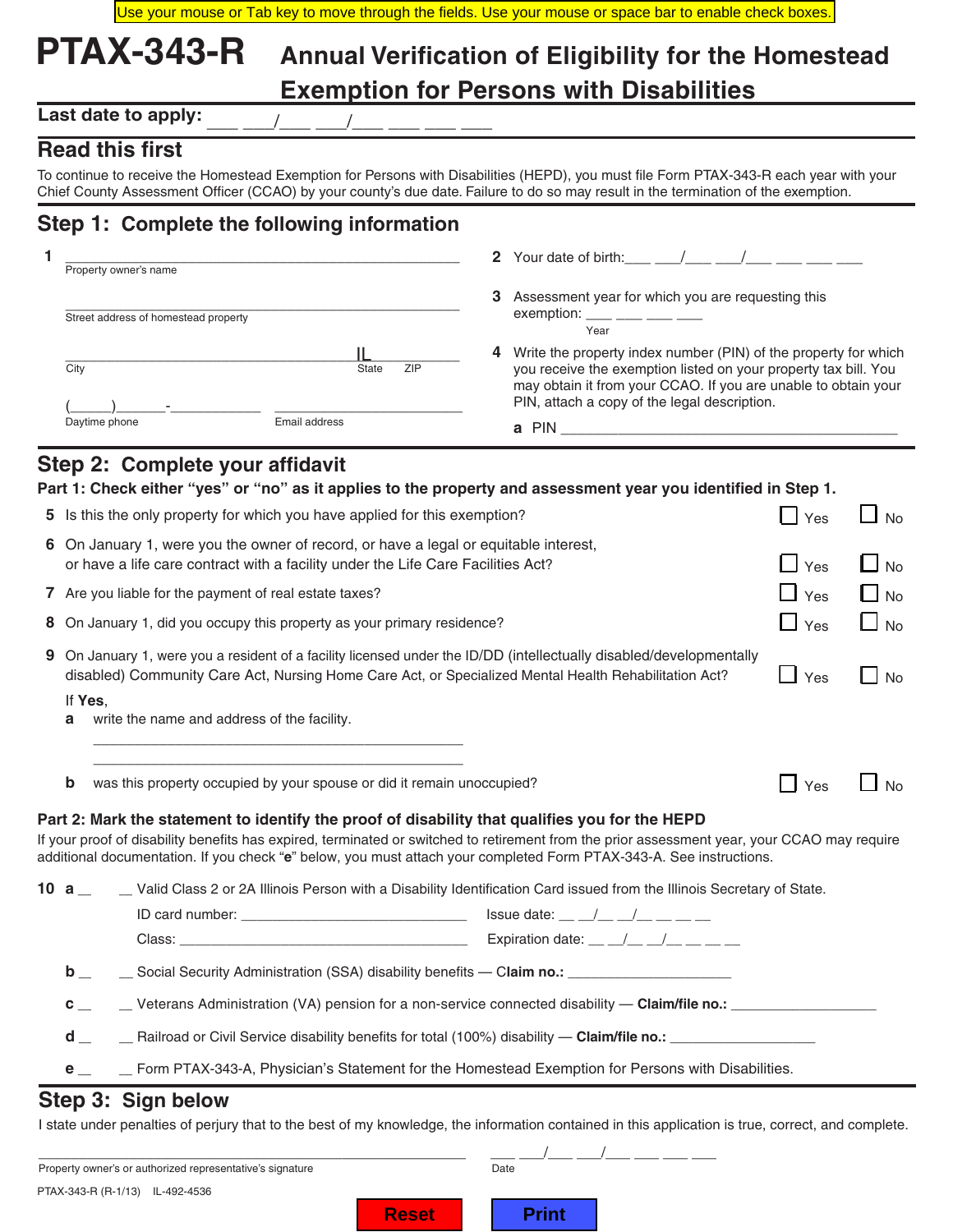Use your mouse or Tab key to move through the fields. Use your mouse or space bar to enable check boxes.

# PTAX-343-R Annual Verification of Eligibility for the Homestead Exemption for Persons with Disabilities

**Last date to apply:** ___ ___/___ ___/___ ___ ___ ___

## Read this first

To continue to receive the Homestead Exemption for Persons with Disabilities (HEPD), you must file Form PTAX-343-R each year with your Chief County Assessment Officer (CCAO) by your county's due date. Failure to do so may result in the termination of the exemption.

## Step 1: Complete the following information

**1** ______________________________________________
Property owner's name

______________________________________________
Street address of homestead property

______________________________________ IL __________
City State ZIP

(_____)______-___________ ______________________
Daytime phone Email address

**2** Your date of birth: ___ ___/___ ___/___ ___ ___ ___

**3** Assessment year for which you are requesting this exemption: ___ ___ ___ ___
Year

**4** Write the property index number (PIN) of the property for which you receive the exemption listed on your property tax bill. You may obtain it from your CCAO. If you are unable to obtain your PIN, attach a copy of the legal description.

**a** PIN ________________________________________

## Step 2: Complete your affidavit

**Part 1: Check either "yes" or "no" as it applies to the property and assessment year you identified in Step 1.**

**5** Is this the only property for which you have applied for this exemption? ☐ Yes ☐ No

**6** On January 1, were you the owner of record, or have a legal or equitable interest, or have a life care contract with a facility under the Life Care Facilities Act? ☐ Yes ☐ No

**7** Are you liable for the payment of real estate taxes? ☐ Yes ☐ No

**8** On January 1, did you occupy this property as your primary residence? ☐ Yes ☐ No

**9** On January 1, were you a resident of a facility licensed under the ID/DD (intellectually disabled/developmentally disabled) Community Care Act, Nursing Home Care Act, or Specialized Mental Health Rehabilitation Act? ☐ Yes ☐ No

If **Yes**,

**a** write the name and address of the facility.

______________________________________________

______________________________________________

**b** was this property occupied by your spouse or did it remain unoccupied? ☐ Yes ☐ No

**Part 2: Mark the statement to identify the proof of disability that qualifies you for the HEPD**

If your proof of disability benefits has expired, terminated or switched to retirement from the prior assessment year, your CCAO may require additional documentation. If you check "**e**" below, you must attach your completed Form PTAX-343-A. See instructions.

**10 a** __ Valid Class 2 or 2A Illinois Person with a Disability Identification Card issued from the Illinois Secretary of State.

ID card number: ____________________ Issue date: __ __/__ __/__ __ __ __

Class: ____________________ Expiration date: __ __/__ __/__ __ __ __

**b** __ Social Security Administration (SSA) disability benefits — **Claim no.:** ____________________

**c** __ Veterans Administration (VA) pension for a non-service connected disability — **Claim/file no.:** __________________

**d** __ Railroad or Civil Service disability benefits for total (100%) disability — **Claim/file no.:** __________________

**e** __ Form PTAX-343-A, Physician's Statement for the Homestead Exemption for Persons with Disabilities.

## Step 3: Sign below

I state under penalties of perjury that to the best of my knowledge, the information contained in this application is true, correct, and complete.

______________________________________________ ___ ___/___ ___/___ ___ ___ ___
Property owner's or authorized representative's signature Date

PTAX-343-R (R-1/13) IL-492-4536

Reset Print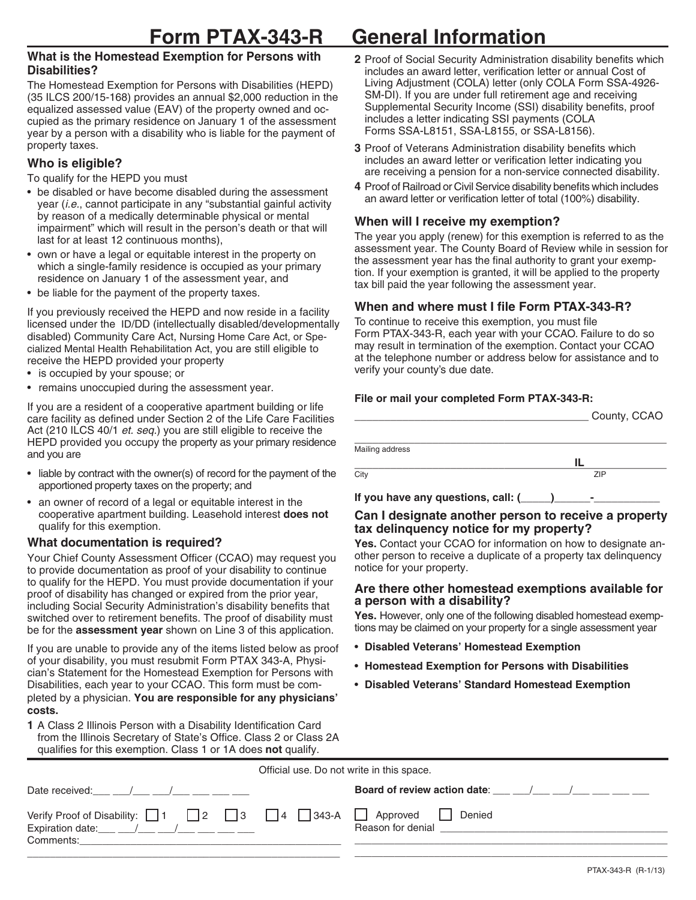# Form PTAX-343-R General Information

### What is the Homestead Exemption for Persons with Disabilities?

The Homestead Exemption for Persons with Disabilities (HEPD) (35 ILCS 200/15-168) provides an annual $2,000 reduction in the equalized assessed value (EAV) of the property owned and occupied as the primary residence on January 1 of the assessment year by a person with a disability who is liable for the payment of property taxes.

### Who is eligible?

To qualify for the HEPD you must

- be disabled or have become disabled during the assessment year (*i.e.*, cannot participate in any "substantial gainful activity by reason of a medically determinable physical or mental impairment" which will result in the person's death or that will last for at least 12 continuous months),
- own or have a legal or equitable interest in the property on which a single-family residence is occupied as your primary residence on January 1 of the assessment year, and
- be liable for the payment of the property taxes.

If you previously received the HEPD and now reside in a facility licensed under the ID/DD (intellectually disabled/developmentally disabled) Community Care Act, Nursing Home Care Act, or Specialized Mental Health Rehabilitation Act, you are still eligible to receive the HEPD provided your property

- is occupied by your spouse; or
- remains unoccupied during the assessment year.

If you are a resident of a cooperative apartment building or life care facility as defined under Section 2 of the Life Care Facilities Act (210 ILCS 40/1 *et. seq.*) you are still eligible to receive the HEPD provided you occupy the property as your primary residence and you are

- liable by contract with the owner(s) of record for the payment of the apportioned property taxes on the property; and
- an owner of record of a legal or equitable interest in the cooperative apartment building. Leasehold interest **does not** qualify for this exemption.

### What documentation is required?

Your Chief County Assessment Officer (CCAO) may request you to provide documentation as proof of your disability to continue to qualify for the HEPD. You must provide documentation if your proof of disability has changed or expired from the prior year, including Social Security Administration's disability benefits that switched over to retirement benefits. The proof of disability must be for the **assessment year** shown on Line 3 of this application.

If you are unable to provide any of the items listed below as proof of your disability, you must resubmit Form PTAX 343-A, Physician's Statement for the Homestead Exemption for Persons with Disabilities, each year to your CCAO. This form must be completed by a physician. **You are responsible for any physicians' costs.**

1. A Class 2 Illinois Person with a Disability Identification Card from the Illinois Secretary of State's Office. Class 2 or Class 2A qualifies for this exemption. Class 1 or 1A does **not** qualify.
2. Proof of Social Security Administration disability benefits which includes an award letter, verification letter or annual Cost of Living Adjustment (COLA) letter (only COLA Form SSA-4926-SM-DI). If you are under full retirement age and receiving Supplemental Security Income (SSI) disability benefits, proof includes a letter indicating SSI payments (COLA Forms SSA-L8151, SSA-L8155, or SSA-L8156).
3. Proof of Veterans Administration disability benefits which includes an award letter or verification letter indicating you are receiving a pension for a non-service connected disability.
4. Proof of Railroad or Civil Service disability benefits which includes an award letter or verification letter of total (100%) disability.

### When will I receive my exemption?

The year you apply (renew) for this exemption is referred to as the assessment year. The County Board of Review while in session for the assessment year has the final authority to grant your exemption. If your exemption is granted, it will be applied to the property tax bill paid the year following the assessment year.

### When and where must I file Form PTAX-343-R?

To continue to receive this exemption, you must file Form PTAX-343-R, each year with your CCAO. Failure to do so may result in termination of the exemption. Contact your CCAO at the telephone number or address below for assistance and to verify your county's due date.

**File or mail your completed Form PTAX-343-R:**

\_\_\_\_\_\_\_\_\_\_\_\_\_\_\_\_\_\_\_\_\_\_\_\_\_\_\_\_\_\_ County, CCAO

\_\_\_\_\_\_\_\_\_\_\_\_\_\_\_\_\_\_\_\_\_\_\_\_\_\_\_\_\_\_\_\_\_\_\_\_\_\_\_\_
Mailing address

\_\_\_\_\_\_\_\_\_\_\_\_\_\_\_\_\_\_\_\_\_\_\_\_\_\_\_\_\_\_ **IL** \_\_\_\_\_\_\_\_\_\_
City ZIP

**If you have any questions, call: (\_\_\_\_\_)\_\_\_\_\_\_-\_\_\_\_\_\_\_\_\_\_\_**

### Can I designate another person to receive a property tax delinquency notice for my property?

**Yes.** Contact your CCAO for information on how to designate another person to receive a duplicate of a property tax delinquency notice for your property.

### Are there other homestead exemptions available for a person with a disability?

**Yes.** However, only one of the following disabled homestead exemptions may be claimed on your property for a single assessment year

- **Disabled Veterans' Homestead Exemption**
- **Homestead Exemption for Persons with Disabilities**
- **Disabled Veterans' Standard Homestead Exemption**

---

Official use. Do not write in this space.

Date received:\_\_\_ \_\_\_/\_\_\_ \_\_\_/\_\_\_ \_\_\_ \_\_\_ \_\_\_

Verify Proof of Disability: ☐ 1 ☐ 2 ☐ 3 ☐ 4 ☐ 343-A

Expiration date:\_\_\_ \_\_\_/\_\_\_ \_\_\_/\_\_\_ \_\_\_ \_\_\_ \_\_\_

Comments:\_\_\_\_\_\_\_\_\_\_\_\_\_\_\_\_\_\_\_\_\_\_\_\_\_\_\_\_\_\_\_\_\_\_\_\_\_\_\_\_

**Board of review action date**: \_\_\_ \_\_\_/\_\_\_ \_\_\_/\_\_\_ \_\_\_ \_\_\_ \_\_\_

☐ Approved ☐ Denied

Reason for denial \_\_\_\_\_\_\_\_\_\_\_\_\_\_\_\_\_\_\_\_\_\_\_\_\_\_\_\_\_\_\_\_\_\_\_\_\_\_\_\_

PTAX-343-R (R-1/13)